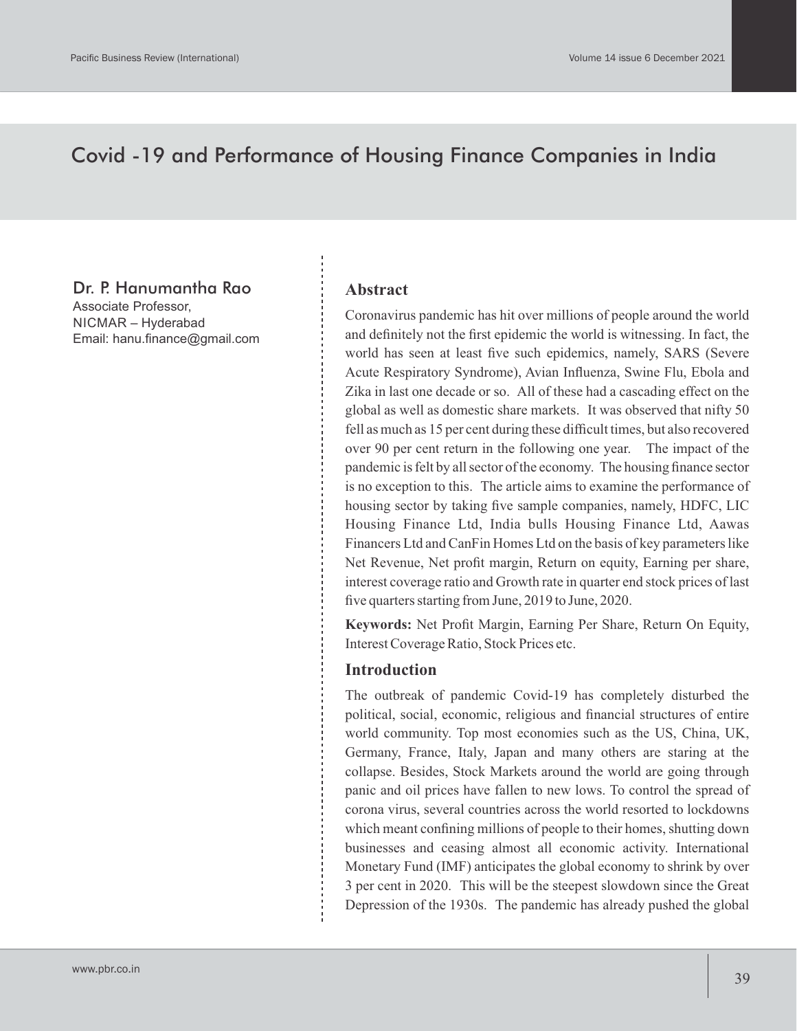# Covid -19 and Performance of Housing Finance Companies in India

**Dr. P. Hanumantha Rao**
Associate Professor,
NICMAR – Hyderabad
Email: hanu.finance@gmail.com

## Abstract

Coronavirus pandemic has hit over millions of people around the world and definitely not the first epidemic the world is witnessing. In fact, the world has seen at least five such epidemics, namely, SARS (Severe Acute Respiratory Syndrome), Avian Influenza, Swine Flu, Ebola and Zika in last one decade or so. All of these had a cascading effect on the global as well as domestic share markets. It was observed that nifty 50 fell as much as 15 per cent during these difficult times, but also recovered over 90 per cent return in the following one year. The impact of the pandemic is felt by all sector of the economy. The housing finance sector is no exception to this. The article aims to examine the performance of housing sector by taking five sample companies, namely, HDFC, LIC Housing Finance Ltd, India bulls Housing Finance Ltd, Aawas Financers Ltd and CanFin Homes Ltd on the basis of key parameters like Net Revenue, Net profit margin, Return on equity, Earning per share, interest coverage ratio and Growth rate in quarter end stock prices of last five quarters starting from June, 2019 to June, 2020.

**Keywords:** Net Profit Margin, Earning Per Share, Return On Equity, Interest Coverage Ratio, Stock Prices etc.

## Introduction

The outbreak of pandemic Covid-19 has completely disturbed the political, social, economic, religious and financial structures of entire world community. Top most economies such as the US, China, UK, Germany, France, Italy, Japan and many others are staring at the collapse. Besides, Stock Markets around the world are going through panic and oil prices have fallen to new lows. To control the spread of corona virus, several countries across the world resorted to lockdowns which meant confining millions of people to their homes, shutting down businesses and ceasing almost all economic activity. International Monetary Fund (IMF) anticipates the global economy to shrink by over 3 per cent in 2020. This will be the steepest slowdown since the Great Depression of the 1930s. The pandemic has already pushed the global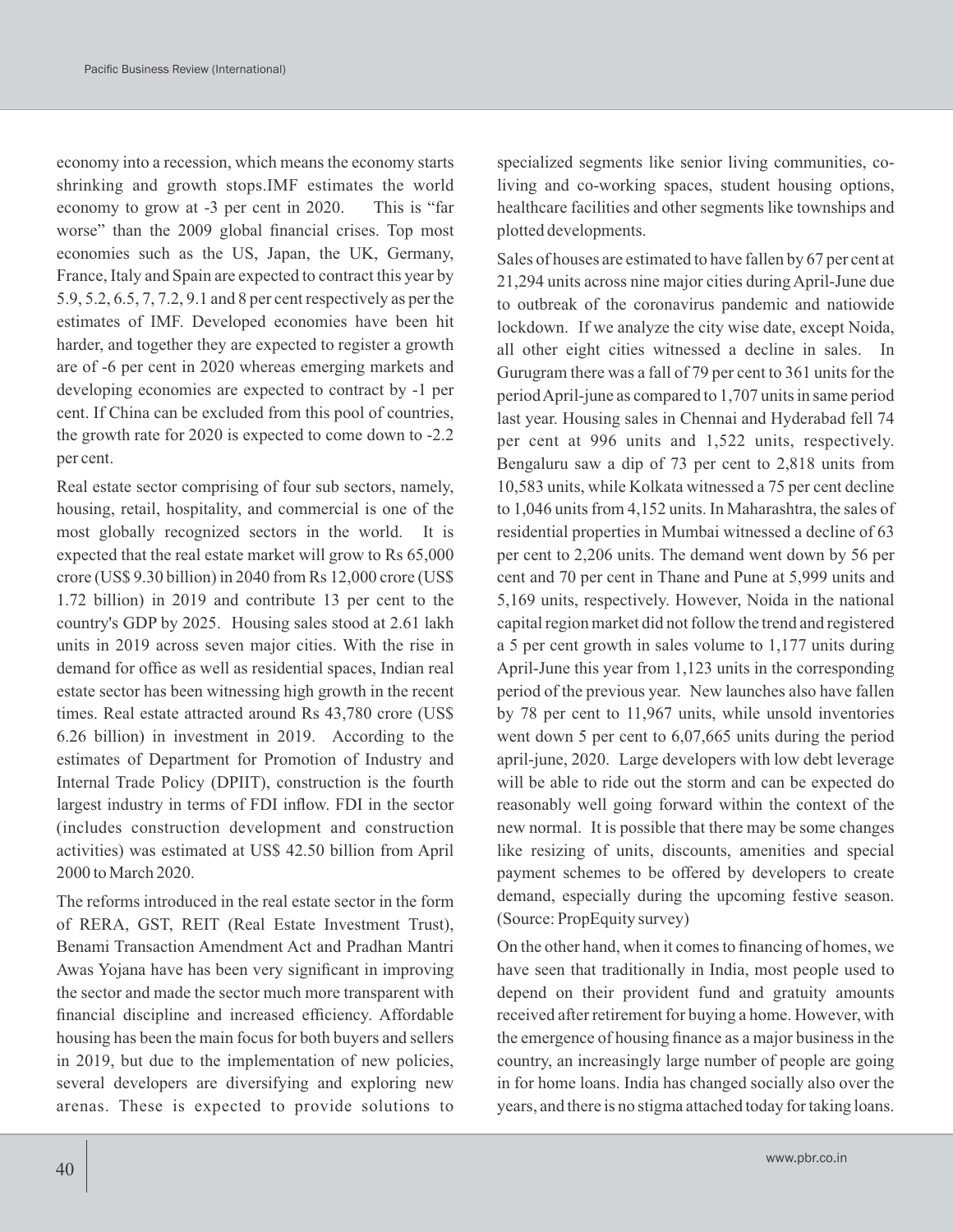economy into a recession, which means the economy starts shrinking and growth stops.IMF estimates the world economy to grow at -3 per cent in 2020. This is "far worse" than the 2009 global financial crises. Top most economies such as the US, Japan, the UK, Germany, France, Italy and Spain are expected to contract this year by 5.9, 5.2, 6.5, 7, 7.2, 9.1 and 8 per cent respectively as per the estimates of IMF. Developed economies have been hit harder, and together they are expected to register a growth are of -6 per cent in 2020 whereas emerging markets and developing economies are expected to contract by -1 per cent. If China can be excluded from this pool of countries, the growth rate for 2020 is expected to come down to -2.2 per cent.

Real estate sector comprising of four sub sectors, namely, housing, retail, hospitality, and commercial is one of the most globally recognized sectors in the world. It is expected that the real estate market will grow to Rs 65,000 crore (US$ 9.30 billion) in 2040 from Rs 12,000 crore (US$ 1.72 billion) in 2019 and contribute 13 per cent to the country's GDP by 2025. Housing sales stood at 2.61 lakh units in 2019 across seven major cities. With the rise in demand for office as well as residential spaces, Indian real estate sector has been witnessing high growth in the recent times. Real estate attracted around Rs 43,780 crore (US$ 6.26 billion) in investment in 2019. According to the estimates of Department for Promotion of Industry and Internal Trade Policy (DPIIT), construction is the fourth largest industry in terms of FDI inflow. FDI in the sector (includes construction development and construction activities) was estimated at US$ 42.50 billion from April 2000 to March 2020.

The reforms introduced in the real estate sector in the form of RERA, GST, REIT (Real Estate Investment Trust), Benami Transaction Amendment Act and Pradhan Mantri Awas Yojana have has been very significant in improving the sector and made the sector much more transparent with financial discipline and increased efficiency. Affordable housing has been the main focus for both buyers and sellers in 2019, but due to the implementation of new policies, several developers are diversifying and exploring new arenas. These is expected to provide solutions to specialized segments like senior living communities, co-living and co-working spaces, student housing options, healthcare facilities and other segments like townships and plotted developments.

Sales of houses are estimated to have fallen by 67 per cent at 21,294 units across nine major cities during April-June due to outbreak of the coronavirus pandemic and natiowide lockdown. If we analyze the city wise date, except Noida, all other eight cities witnessed a decline in sales. In Gurugram there was a fall of 79 per cent to 361 units for the period April-june as compared to 1,707 units in same period last year. Housing sales in Chennai and Hyderabad fell 74 per cent at 996 units and 1,522 units, respectively. Bengaluru saw a dip of 73 per cent to 2,818 units from 10,583 units, while Kolkata witnessed a 75 per cent decline to 1,046 units from 4,152 units. In Maharashtra, the sales of residential properties in Mumbai witnessed a decline of 63 per cent to 2,206 units. The demand went down by 56 per cent and 70 per cent in Thane and Pune at 5,999 units and 5,169 units, respectively. However, Noida in the national capital region market did not follow the trend and registered a 5 per cent growth in sales volume to 1,177 units during April-June this year from 1,123 units in the corresponding period of the previous year. New launches also have fallen by 78 per cent to 11,967 units, while unsold inventories went down 5 per cent to 6,07,665 units during the period april-june, 2020. Large developers with low debt leverage will be able to ride out the storm and can be expected do reasonably well going forward within the context of the new normal. It is possible that there may be some changes like resizing of units, discounts, amenities and special payment schemes to be offered by developers to create demand, especially during the upcoming festive season. (Source: PropEquity survey)

On the other hand, when it comes to financing of homes, we have seen that traditionally in India, most people used to depend on their provident fund and gratuity amounts received after retirement for buying a home. However, with the emergence of housing finance as a major business in the country, an increasingly large number of people are going in for home loans. India has changed socially also over the years, and there is no stigma attached today for taking loans.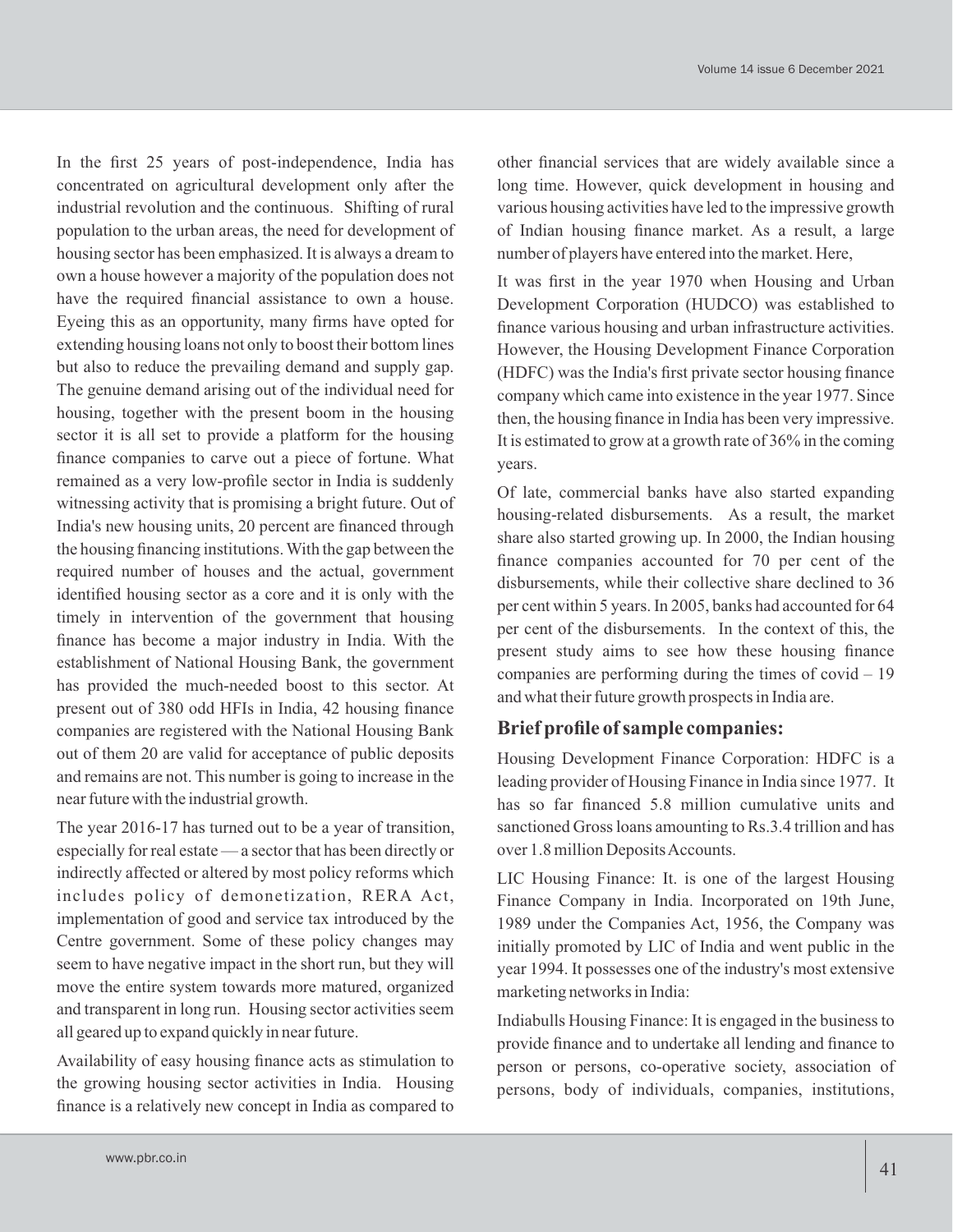In the first 25 years of post-independence, India has concentrated on agricultural development only after the industrial revolution and the continuous. Shifting of rural population to the urban areas, the need for development of housing sector has been emphasized. It is always a dream to own a house however a majority of the population does not have the required financial assistance to own a house. Eyeing this as an opportunity, many firms have opted for extending housing loans not only to boost their bottom lines but also to reduce the prevailing demand and supply gap. The genuine demand arising out of the individual need for housing, together with the present boom in the housing sector it is all set to provide a platform for the housing finance companies to carve out a piece of fortune. What remained as a very low-profile sector in India is suddenly witnessing activity that is promising a bright future. Out of India's new housing units, 20 percent are financed through the housing financing institutions. With the gap between the required number of houses and the actual, government identified housing sector as a core and it is only with the timely in intervention of the government that housing finance has become a major industry in India. With the establishment of National Housing Bank, the government has provided the much-needed boost to this sector. At present out of 380 odd HFIs in India, 42 housing finance companies are registered with the National Housing Bank out of them 20 are valid for acceptance of public deposits and remains are not. This number is going to increase in the near future with the industrial growth.

The year 2016-17 has turned out to be a year of transition, especially for real estate — a sector that has been directly or indirectly affected or altered by most policy reforms which includes policy of demonetization, RERA Act, implementation of good and service tax introduced by the Centre government. Some of these policy changes may seem to have negative impact in the short run, but they will move the entire system towards more matured, organized and transparent in long run. Housing sector activities seem all geared up to expand quickly in near future.

Availability of easy housing finance acts as stimulation to the growing housing sector activities in India. Housing finance is a relatively new concept in India as compared to other financial services that are widely available since a long time. However, quick development in housing and various housing activities have led to the impressive growth of Indian housing finance market. As a result, a large number of players have entered into the market. Here,

It was first in the year 1970 when Housing and Urban Development Corporation (HUDCO) was established to finance various housing and urban infrastructure activities. However, the Housing Development Finance Corporation (HDFC) was the India's first private sector housing finance company which came into existence in the year 1977. Since then, the housing finance in India has been very impressive. It is estimated to grow at a growth rate of 36% in the coming years.

Of late, commercial banks have also started expanding housing-related disbursements. As a result, the market share also started growing up. In 2000, the Indian housing finance companies accounted for 70 per cent of the disbursements, while their collective share declined to 36 per cent within 5 years. In 2005, banks had accounted for 64 per cent of the disbursements. In the context of this, the present study aims to see how these housing finance companies are performing during the times of covid – 19 and what their future growth prospects in India are.

## Brief profile of sample companies:

Housing Development Finance Corporation: HDFC is a leading provider of Housing Finance in India since 1977. It has so far financed 5.8 million cumulative units and sanctioned Gross loans amounting to Rs.3.4 trillion and has over 1.8 million Deposits Accounts.

LIC Housing Finance: It. is one of the largest Housing Finance Company in India. Incorporated on 19th June, 1989 under the Companies Act, 1956, the Company was initially promoted by LIC of India and went public in the year 1994. It possesses one of the industry's most extensive marketing networks in India:

Indiabulls Housing Finance: It is engaged in the business to provide finance and to undertake all lending and finance to person or persons, co-operative society, association of persons, body of individuals, companies, institutions,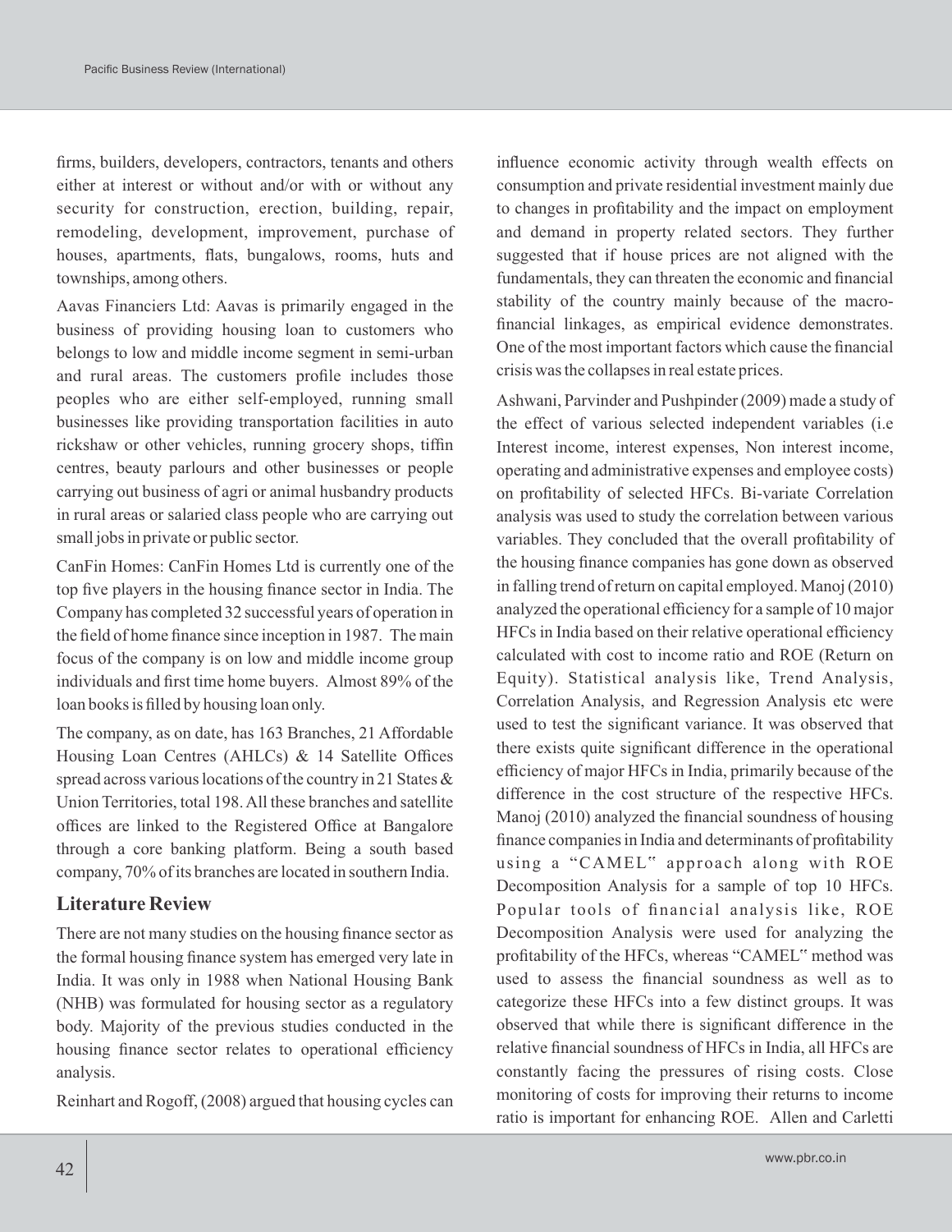firms, builders, developers, contractors, tenants and others either at interest or without and/or with or without any security for construction, erection, building, repair, remodeling, development, improvement, purchase of houses, apartments, flats, bungalows, rooms, huts and townships, among others.

Aavas Financiers Ltd: Aavas is primarily engaged in the business of providing housing loan to customers who belongs to low and middle income segment in semi-urban and rural areas. The customers profile includes those peoples who are either self-employed, running small businesses like providing transportation facilities in auto rickshaw or other vehicles, running grocery shops, tiffin centres, beauty parlours and other businesses or people carrying out business of agri or animal husbandry products in rural areas or salaried class people who are carrying out small jobs in private or public sector.

CanFin Homes: CanFin Homes Ltd is currently one of the top five players in the housing finance sector in India. The Company has completed 32 successful years of operation in the field of home finance since inception in 1987. The main focus of the company is on low and middle income group individuals and first time home buyers. Almost 89% of the loan books is filled by housing loan only.

The company, as on date, has 163 Branches, 21 Affordable Housing Loan Centres (AHLCs) & 14 Satellite Offices spread across various locations of the country in 21 States & Union Territories, total 198. All these branches and satellite offices are linked to the Registered Office at Bangalore through a core banking platform. Being a south based company, 70% of its branches are located in southern India.

## Literature Review

There are not many studies on the housing finance sector as the formal housing finance system has emerged very late in India. It was only in 1988 when National Housing Bank (NHB) was formulated for housing sector as a regulatory body. Majority of the previous studies conducted in the housing finance sector relates to operational efficiency analysis.

Reinhart and Rogoff, (2008) argued that housing cycles can influence economic activity through wealth effects on consumption and private residential investment mainly due to changes in profitability and the impact on employment and demand in property related sectors. They further suggested that if house prices are not aligned with the fundamentals, they can threaten the economic and financial stability of the country mainly because of the macro-financial linkages, as empirical evidence demonstrates. One of the most important factors which cause the financial crisis was the collapses in real estate prices.

Ashwani, Parvinder and Pushpinder (2009) made a study of the effect of various selected independent variables (i.e Interest income, interest expenses, Non interest income, operating and administrative expenses and employee costs) on profitability of selected HFCs. Bi-variate Correlation analysis was used to study the correlation between various variables. They concluded that the overall profitability of the housing finance companies has gone down as observed in falling trend of return on capital employed. Manoj (2010) analyzed the operational efficiency for a sample of 10 major HFCs in India based on their relative operational efficiency calculated with cost to income ratio and ROE (Return on Equity). Statistical analysis like, Trend Analysis, Correlation Analysis, and Regression Analysis etc were used to test the significant variance. It was observed that there exists quite significant difference in the operational efficiency of major HFCs in India, primarily because of the difference in the cost structure of the respective HFCs. Manoj (2010) analyzed the financial soundness of housing finance companies in India and determinants of profitability using a "CAMEL" approach along with ROE Decomposition Analysis for a sample of top 10 HFCs. Popular tools of financial analysis like, ROE Decomposition Analysis were used for analyzing the profitability of the HFCs, whereas "CAMEL" method was used to assess the financial soundness as well as to categorize these HFCs into a few distinct groups. It was observed that while there is significant difference in the relative financial soundness of HFCs in India, all HFCs are constantly facing the pressures of rising costs. Close monitoring of costs for improving their returns to income ratio is important for enhancing ROE. Allen and Carletti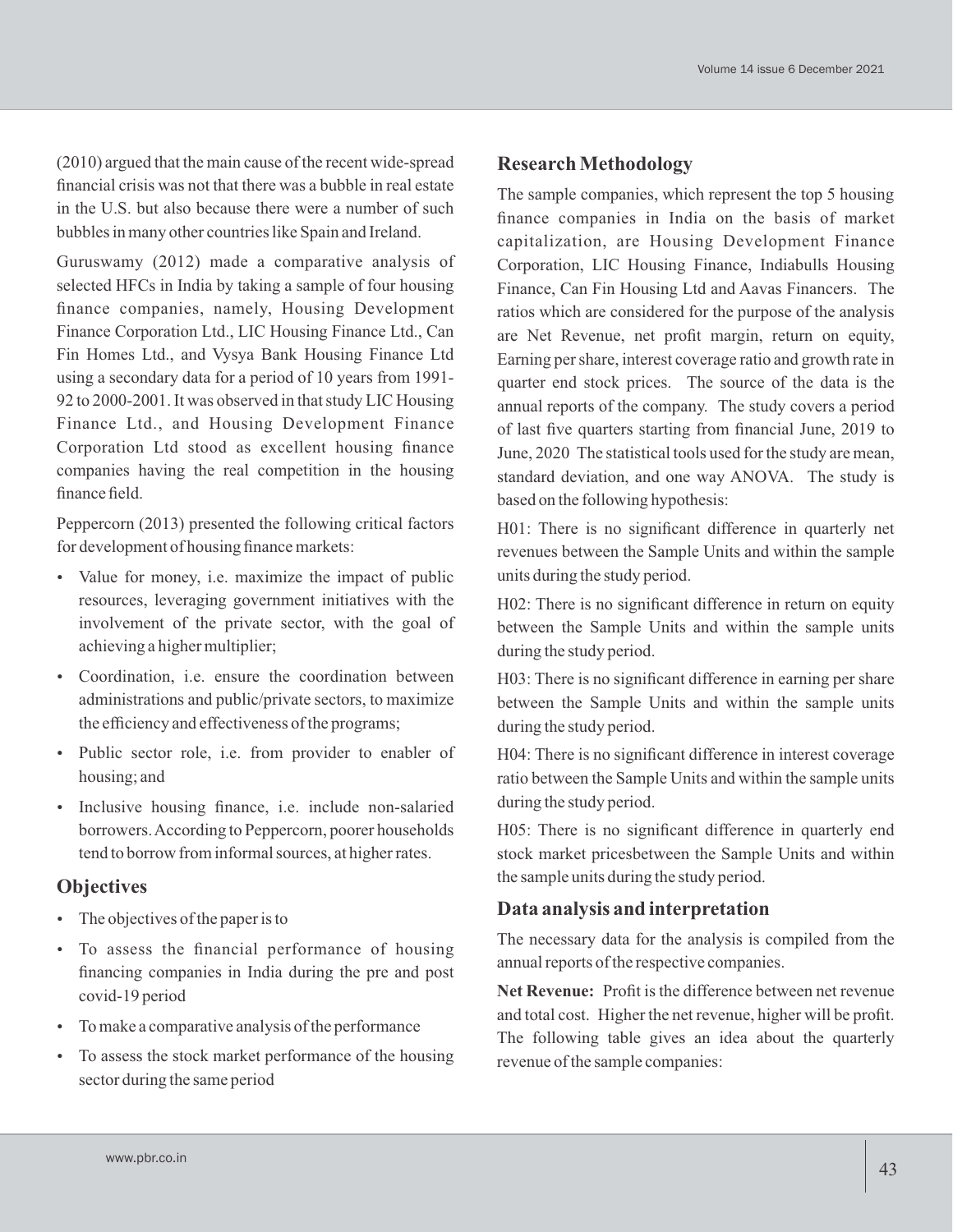(2010) argued that the main cause of the recent wide-spread financial crisis was not that there was a bubble in real estate in the U.S. but also because there were a number of such bubbles in many other countries like Spain and Ireland.

Guruswamy (2012) made a comparative analysis of selected HFCs in India by taking a sample of four housing finance companies, namely, Housing Development Finance Corporation Ltd., LIC Housing Finance Ltd., Can Fin Homes Ltd., and Vysya Bank Housing Finance Ltd using a secondary data for a period of 10 years from 1991-92 to 2000-2001. It was observed in that study LIC Housing Finance Ltd., and Housing Development Finance Corporation Ltd stood as excellent housing finance companies having the real competition in the housing finance field.

Peppercorn (2013) presented the following critical factors for development of housing finance markets:

- Value for money, i.e. maximize the impact of public resources, leveraging government initiatives with the involvement of the private sector, with the goal of achieving a higher multiplier;
- Coordination, i.e. ensure the coordination between administrations and public/private sectors, to maximize the efficiency and effectiveness of the programs;
- Public sector role, i.e. from provider to enabler of housing; and
- Inclusive housing finance, i.e. include non-salaried borrowers. According to Peppercorn, poorer households tend to borrow from informal sources, at higher rates.

## Objectives

- The objectives of the paper is to
- To assess the financial performance of housing financing companies in India during the pre and post covid-19 period
- To make a comparative analysis of the performance
- To assess the stock market performance of the housing sector during the same period

## Research Methodology

The sample companies, which represent the top 5 housing finance companies in India on the basis of market capitalization, are Housing Development Finance Corporation, LIC Housing Finance, Indiabulls Housing Finance, Can Fin Housing Ltd and Aavas Financers. The ratios which are considered for the purpose of the analysis are Net Revenue, net profit margin, return on equity, Earning per share, interest coverage ratio and growth rate in quarter end stock prices. The source of the data is the annual reports of the company. The study covers a period of last five quarters starting from financial June, 2019 to June, 2020 The statistical tools used for the study are mean, standard deviation, and one way ANOVA. The study is based on the following hypothesis:

H01: There is no significant difference in quarterly net revenues between the Sample Units and within the sample units during the study period.

H02: There is no significant difference in return on equity between the Sample Units and within the sample units during the study period.

H03: There is no significant difference in earning per share between the Sample Units and within the sample units during the study period.

H04: There is no significant difference in interest coverage ratio between the Sample Units and within the sample units during the study period.

H05: There is no significant difference in quarterly end stock market pricesbetween the Sample Units and within the sample units during the study period.

## Data analysis and interpretation

The necessary data for the analysis is compiled from the annual reports of the respective companies.

**Net Revenue:** Profit is the difference between net revenue and total cost. Higher the net revenue, higher will be profit. The following table gives an idea about the quarterly revenue of the sample companies: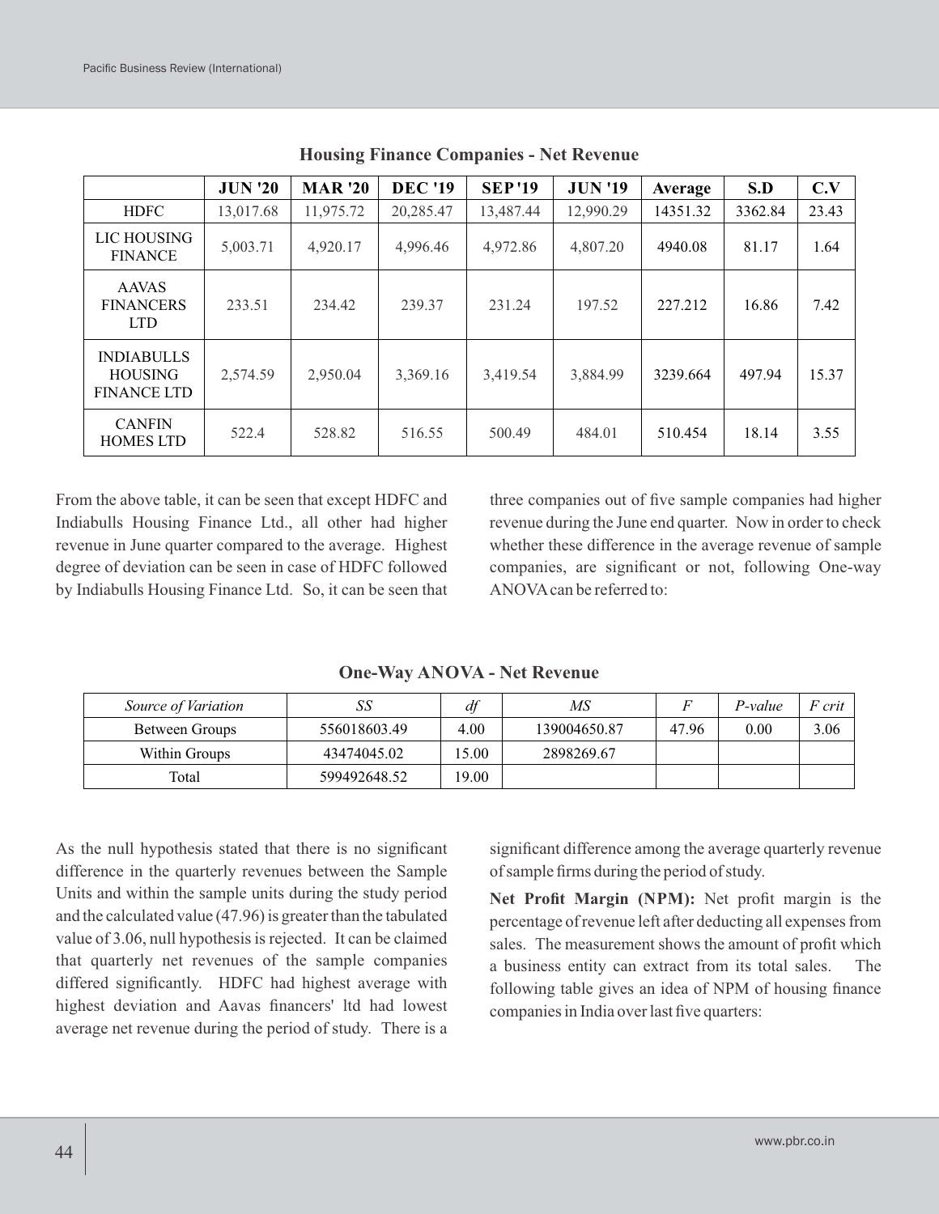**Housing Finance Companies - Net Revenue**

| | JUN '20 | MAR '20 | DEC '19 | SEP '19 | JUN '19 | Average | S.D | C.V |
|---|---|---|---|---|---|---|---|---|
| HDFC | 13,017.68 | 11,975.72 | 20,285.47 | 13,487.44 | 12,990.29 | 14351.32 | 3362.84 | 23.43 |
| LIC HOUSING FINANCE | 5,003.71 | 4,920.17 | 4,996.46 | 4,972.86 | 4,807.20 | 4940.08 | 81.17 | 1.64 |
| AAVAS FINANCERS LTD | 233.51 | 234.42 | 239.37 | 231.24 | 197.52 | 227.212 | 16.86 | 7.42 |
| INDIABULLS HOUSING FINANCE LTD | 2,574.59 | 2,950.04 | 3,369.16 | 3,419.54 | 3,884.99 | 3239.664 | 497.94 | 15.37 |
| CANFIN HOMES LTD | 522.4 | 528.82 | 516.55 | 500.49 | 484.01 | 510.454 | 18.14 | 3.55 |

From the above table, it can be seen that except HDFC and Indiabulls Housing Finance Ltd., all other had higher revenue in June quarter compared to the average. Highest degree of deviation can be seen in case of HDFC followed by Indiabulls Housing Finance Ltd. So, it can be seen that three companies out of five sample companies had higher revenue during the June end quarter. Now in order to check whether these difference in the average revenue of sample companies, are significant or not, following One-way ANOVA can be referred to:

**One-Way ANOVA - Net Revenue**

| *Source of Variation* | *SS* | *df* | *MS* | *F* | *P-value* | *F crit* |
|---|---|---|---|---|---|---|
| Between Groups | 556018603.49 | 4.00 | 139004650.87 | 47.96 | 0.00 | 3.06 |
| Within Groups | 43474045.02 | 15.00 | 2898269.67 | | | |
| Total | 599492648.52 | 19.00 | | | | |

As the null hypothesis stated that there is no significant difference in the quarterly revenues between the Sample Units and within the sample units during the study period and the calculated value (47.96) is greater than the tabulated value of 3.06, null hypothesis is rejected. It can be claimed that quarterly net revenues of the sample companies differed significantly. HDFC had highest average with highest deviation and Aavas financers' ltd had lowest average net revenue during the period of study. There is a significant difference among the average quarterly revenue of sample firms during the period of study.

**Net Profit Margin (NPM):** Net profit margin is the percentage of revenue left after deducting all expenses from sales. The measurement shows the amount of profit which a business entity can extract from its total sales. The following table gives an idea of NPM of housing finance companies in India over last five quarters: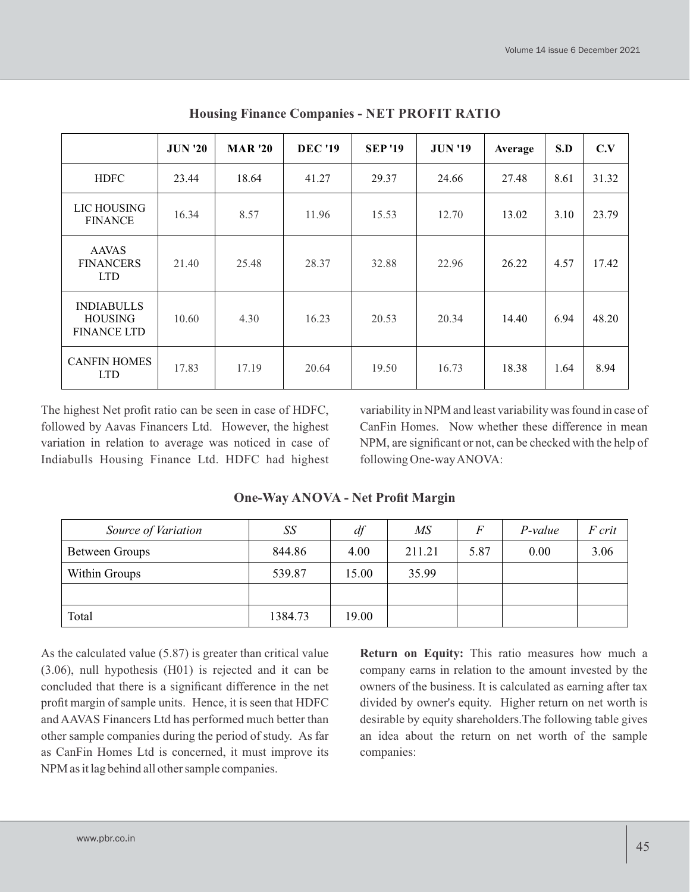### Housing Finance Companies - NET PROFIT RATIO

| | JUN '20 | MAR '20 | DEC '19 | SEP '19 | JUN '19 | Average | S.D | C.V |
|---|---|---|---|---|---|---|---|---|
| HDFC | 23.44 | 18.64 | 41.27 | 29.37 | 24.66 | 27.48 | 8.61 | 31.32 |
| LIC HOUSING FINANCE | 16.34 | 8.57 | 11.96 | 15.53 | 12.70 | 13.02 | 3.10 | 23.79 |
| AAVAS FINANCERS LTD | 21.40 | 25.48 | 28.37 | 32.88 | 22.96 | 26.22 | 4.57 | 17.42 |
| INDIABULLS HOUSING FINANCE LTD | 10.60 | 4.30 | 16.23 | 20.53 | 20.34 | 14.40 | 6.94 | 48.20 |
| CANFIN HOMES LTD | 17.83 | 17.19 | 20.64 | 19.50 | 16.73 | 18.38 | 1.64 | 8.94 |

The highest Net profit ratio can be seen in case of HDFC, followed by Aavas Financers Ltd. However, the highest variation in relation to average was noticed in case of Indiabulls Housing Finance Ltd. HDFC had highest variability in NPM and least variability was found in case of CanFin Homes. Now whether these difference in mean NPM, are significant or not, can be checked with the help of following One-way ANOVA:

### One-Way ANOVA - Net Profit Margin

| *Source of Variation* | *SS* | *df* | *MS* | *F* | *P-value* | *F crit* |
|---|---|---|---|---|---|---|
| Between Groups | 844.86 | 4.00 | 211.21 | 5.87 | 0.00 | 3.06 |
| Within Groups | 539.87 | 15.00 | 35.99 | | | |
| | | | | | | |
| Total | 1384.73 | 19.00 | | | | |

As the calculated value (5.87) is greater than critical value (3.06), null hypothesis (H01) is rejected and it can be concluded that there is a significant difference in the net profit margin of sample units. Hence, it is seen that HDFC and AAVAS Financers Ltd has performed much better than other sample companies during the period of study. As far as CanFin Homes Ltd is concerned, it must improve its NPM as it lag behind all other sample companies.

**Return on Equity:** This ratio measures how much a company earns in relation to the amount invested by the owners of the business. It is calculated as earning after tax divided by owner's equity. Higher return on net worth is desirable by equity shareholders.The following table gives an idea about the return on net worth of the sample companies: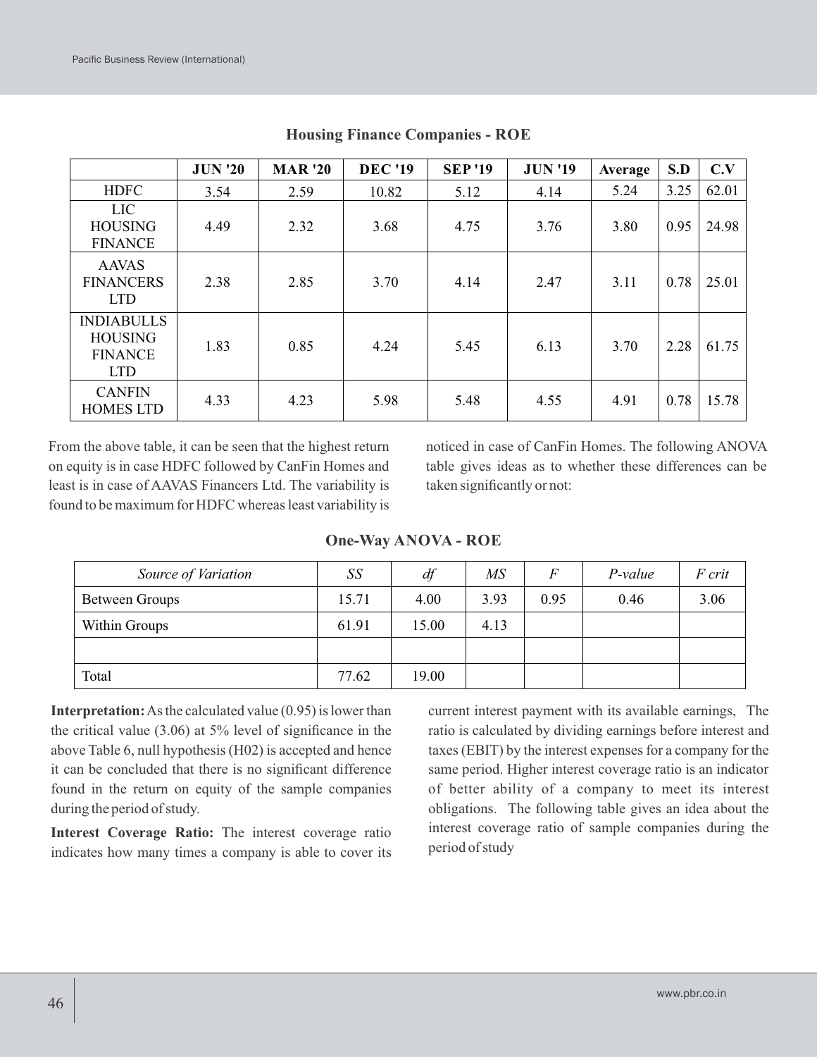**Housing Finance Companies - ROE**

| | JUN '20 | MAR '20 | DEC '19 | SEP '19 | JUN '19 | Average | S.D | C.V |
|---|---|---|---|---|---|---|---|---|
| HDFC | 3.54 | 2.59 | 10.82 | 5.12 | 4.14 | 5.24 | 3.25 | 62.01 |
| LIC HOUSING FINANCE | 4.49 | 2.32 | 3.68 | 4.75 | 3.76 | 3.80 | 0.95 | 24.98 |
| AAVAS FINANCERS LTD | 2.38 | 2.85 | 3.70 | 4.14 | 2.47 | 3.11 | 0.78 | 25.01 |
| INDIABULLS HOUSING FINANCE LTD | 1.83 | 0.85 | 4.24 | 5.45 | 6.13 | 3.70 | 2.28 | 61.75 |
| CANFIN HOMES LTD | 4.33 | 4.23 | 5.98 | 5.48 | 4.55 | 4.91 | 0.78 | 15.78 |

From the above table, it can be seen that the highest return on equity is in case HDFC followed by CanFin Homes and least is in case of AAVAS Financers Ltd. The variability is found to be maximum for HDFC whereas least variability is noticed in case of CanFin Homes. The following ANOVA table gives ideas as to whether these differences can be taken significantly or not:

**One-Way ANOVA - ROE**

| *Source of Variation* | *SS* | *df* | *MS* | *F* | *P-value* | *F crit* |
|---|---|---|---|---|---|---|
| Between Groups | 15.71 | 4.00 | 3.93 | 0.95 | 0.46 | 3.06 |
| Within Groups | 61.91 | 15.00 | 4.13 | | | |
| | | | | | | |
| Total | 77.62 | 19.00 | | | | |

**Interpretation:** As the calculated value (0.95) is lower than the critical value (3.06) at 5% level of significance in the above Table 6, null hypothesis (H02) is accepted and hence it can be concluded that there is no significant difference found in the return on equity of the sample companies during the period of study.

**Interest Coverage Ratio:** The interest coverage ratio indicates how many times a company is able to cover its current interest payment with its available earnings, The ratio is calculated by dividing earnings before interest and taxes (EBIT) by the interest expenses for a company for the same period. Higher interest coverage ratio is an indicator of better ability of a company to meet its interest obligations. The following table gives an idea about the interest coverage ratio of sample companies during the period of study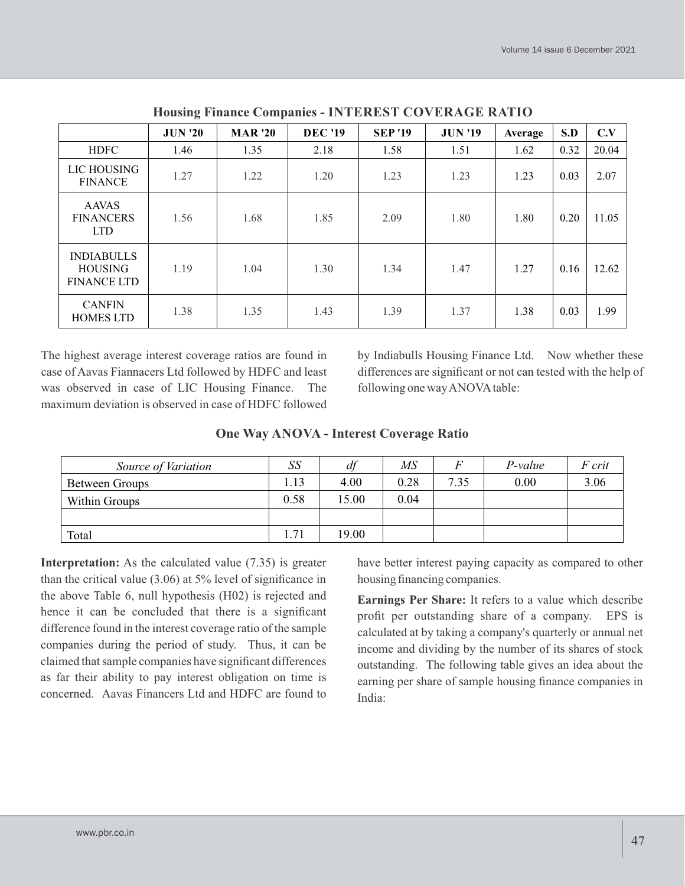**Housing Finance Companies - INTEREST COVERAGE RATIO**

| | JUN '20 | MAR '20 | DEC '19 | SEP '19 | JUN '19 | Average | S.D | C.V |
|---|---|---|---|---|---|---|---|---|
| HDFC | 1.46 | 1.35 | 2.18 | 1.58 | 1.51 | 1.62 | 0.32 | 20.04 |
| LIC HOUSING FINANCE | 1.27 | 1.22 | 1.20 | 1.23 | 1.23 | 1.23 | 0.03 | 2.07 |
| AAVAS FINANCERS LTD | 1.56 | 1.68 | 1.85 | 2.09 | 1.80 | 1.80 | 0.20 | 11.05 |
| INDIABULLS HOUSING FINANCE LTD | 1.19 | 1.04 | 1.30 | 1.34 | 1.47 | 1.27 | 0.16 | 12.62 |
| CANFIN HOMES LTD | 1.38 | 1.35 | 1.43 | 1.39 | 1.37 | 1.38 | 0.03 | 1.99 |

The highest average interest coverage ratios are found in case of Aavas Fiannacers Ltd followed by HDFC and least was observed in case of LIC Housing Finance. The maximum deviation is observed in case of HDFC followed by Indiabulls Housing Finance Ltd. Now whether these differences are significant or not can tested with the help of following one way ANOVA table:

**One Way ANOVA - Interest Coverage Ratio**

| *Source of Variation* | *SS* | *df* | *MS* | *F* | *P-value* | *F crit* |
|---|---|---|---|---|---|---|
| Between Groups | 1.13 | 4.00 | 0.28 | 7.35 | 0.00 | 3.06 |
| Within Groups | 0.58 | 15.00 | 0.04 | | | |
| | | | | | | |
| Total | 1.71 | 19.00 | | | | |

**Interpretation:** As the calculated value (7.35) is greater than the critical value (3.06) at 5% level of significance in the above Table 6, null hypothesis (H02) is rejected and hence it can be concluded that there is a significant difference found in the interest coverage ratio of the sample companies during the period of study. Thus, it can be claimed that sample companies have significant differences as far their ability to pay interest obligation on time is concerned. Aavas Financers Ltd and HDFC are found to have better interest paying capacity as compared to other housing financing companies.

**Earnings Per Share:** It refers to a value which describe profit per outstanding share of a company. EPS is calculated at by taking a company's quarterly or annual net income and dividing by the number of its shares of stock outstanding. The following table gives an idea about the earning per share of sample housing finance companies in India: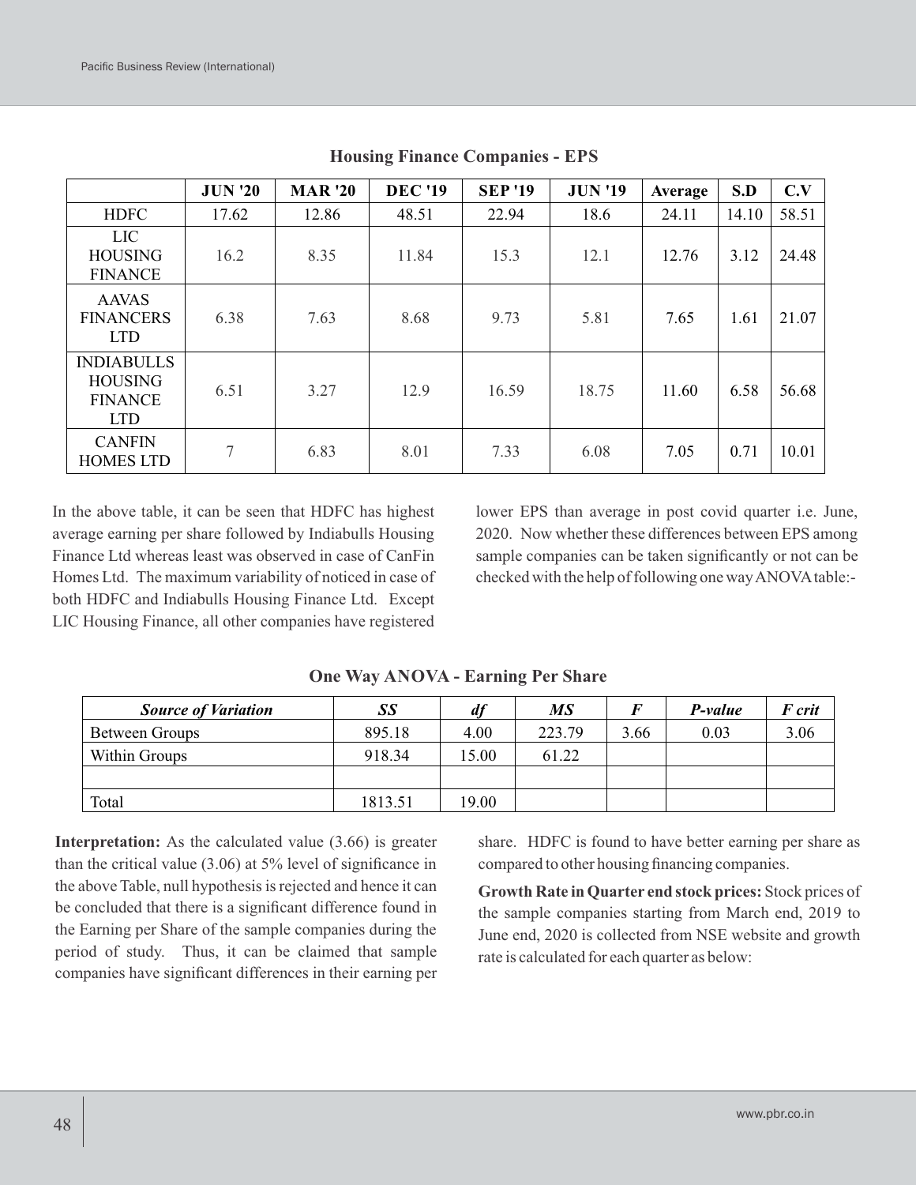**Housing Finance Companies - EPS**

| | JUN '20 | MAR '20 | DEC '19 | SEP '19 | JUN '19 | Average | S.D | C.V |
|---|---|---|---|---|---|---|---|---|
| HDFC | 17.62 | 12.86 | 48.51 | 22.94 | 18.6 | 24.11 | 14.10 | 58.51 |
| LIC HOUSING FINANCE | 16.2 | 8.35 | 11.84 | 15.3 | 12.1 | 12.76 | 3.12 | 24.48 |
| AAVAS FINANCERS LTD | 6.38 | 7.63 | 8.68 | 9.73 | 5.81 | 7.65 | 1.61 | 21.07 |
| INDIABULLS HOUSING FINANCE LTD | 6.51 | 3.27 | 12.9 | 16.59 | 18.75 | 11.60 | 6.58 | 56.68 |
| CANFIN HOMES LTD | 7 | 6.83 | 8.01 | 7.33 | 6.08 | 7.05 | 0.71 | 10.01 |

In the above table, it can be seen that HDFC has highest average earning per share followed by Indiabulls Housing Finance Ltd whereas least was observed in case of CanFin Homes Ltd. The maximum variability of noticed in case of both HDFC and Indiabulls Housing Finance Ltd. Except LIC Housing Finance, all other companies have registered lower EPS than average in post covid quarter i.e. June, 2020. Now whether these differences between EPS among sample companies can be taken significantly or not can be checked with the help of following one way ANOVA table:-

**One Way ANOVA - Earning Per Share**

| *Source of Variation* | *SS* | *df* | *MS* | *F* | *P-value* | *F crit* |
|---|---|---|---|---|---|---|
| Between Groups | 895.18 | 4.00 | 223.79 | 3.66 | 0.03 | 3.06 |
| Within Groups | 918.34 | 15.00 | 61.22 | | | |
| | | | | | | |
| Total | 1813.51 | 19.00 | | | | |

**Interpretation:** As the calculated value (3.66) is greater than the critical value (3.06) at 5% level of significance in the above Table, null hypothesis is rejected and hence it can be concluded that there is a significant difference found in the Earning per Share of the sample companies during the period of study. Thus, it can be claimed that sample companies have significant differences in their earning per share. HDFC is found to have better earning per share as compared to other housing financing companies.

**Growth Rate in Quarter end stock prices:** Stock prices of the sample companies starting from March end, 2019 to June end, 2020 is collected from NSE website and growth rate is calculated for each quarter as below: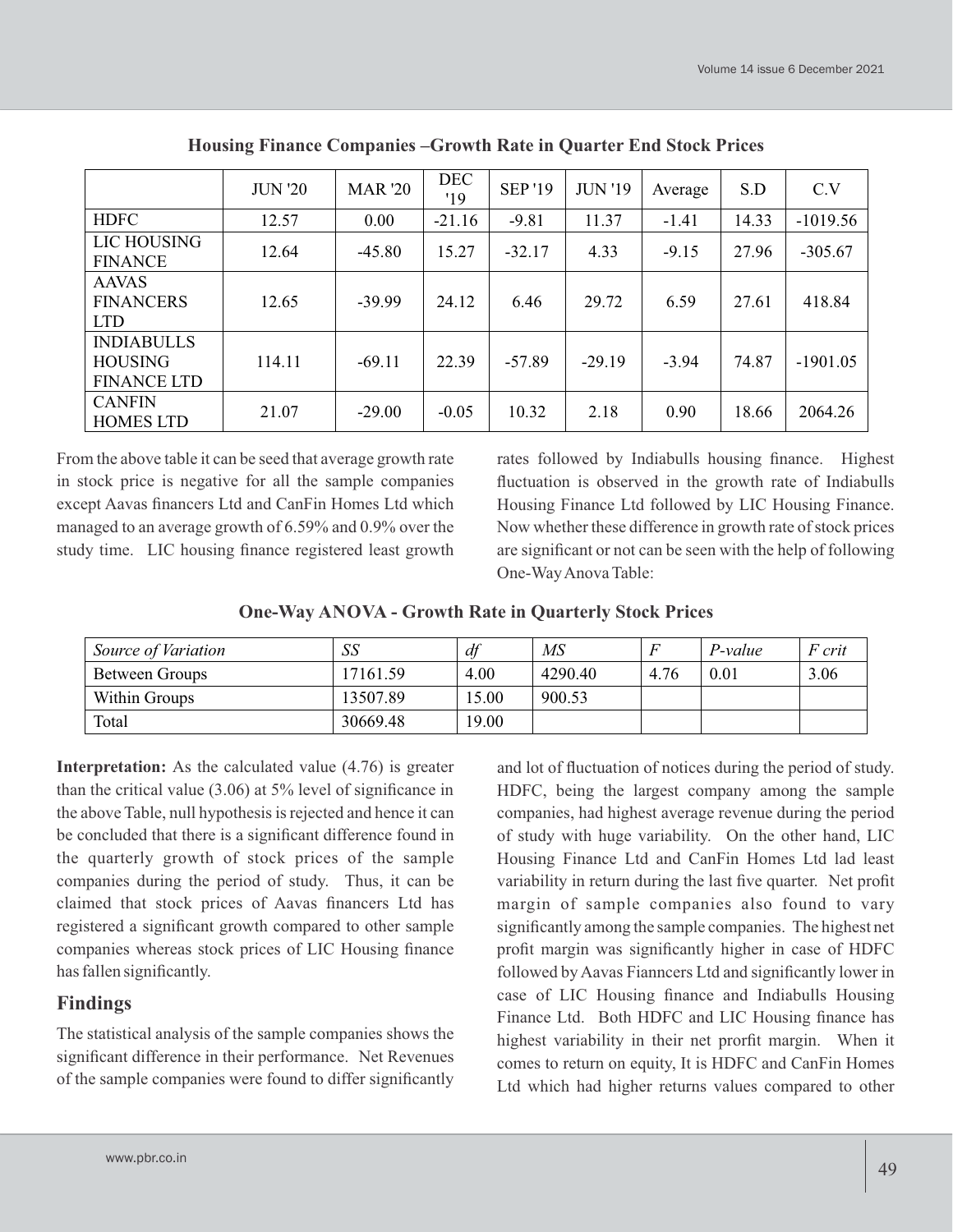**Housing Finance Companies –Growth Rate in Quarter End Stock Prices**

| | JUN '20 | MAR '20 | DEC '19 | SEP '19 | JUN '19 | Average | S.D | C.V |
|---|---|---|---|---|---|---|---|---|
| HDFC | 12.57 | 0.00 | -21.16 | -9.81 | 11.37 | -1.41 | 14.33 | -1019.56 |
| LIC HOUSING FINANCE | 12.64 | -45.80 | 15.27 | -32.17 | 4.33 | -9.15 | 27.96 | -305.67 |
| AAVAS FINANCERS LTD | 12.65 | -39.99 | 24.12 | 6.46 | 29.72 | 6.59 | 27.61 | 418.84 |
| INDIABULLS HOUSING FINANCE LTD | 114.11 | -69.11 | 22.39 | -57.89 | -29.19 | -3.94 | 74.87 | -1901.05 |
| CANFIN HOMES LTD | 21.07 | -29.00 | -0.05 | 10.32 | 2.18 | 0.90 | 18.66 | 2064.26 |

From the above table it can be seed that average growth rate in stock price is negative for all the sample companies except Aavas financers Ltd and CanFin Homes Ltd which managed to an average growth of 6.59% and 0.9% over the study time. LIC housing finance registered least growth rates followed by Indiabulls housing finance. Highest fluctuation is observed in the growth rate of Indiabulls Housing Finance Ltd followed by LIC Housing Finance. Now whether these difference in growth rate of stock prices are significant or not can be seen with the help of following One-Way Anova Table:

**One-Way ANOVA - Growth Rate in Quarterly Stock Prices**

| *Source of Variation* | *SS* | *df* | *MS* | *F* | *P-value* | *F crit* |
|---|---|---|---|---|---|---|
| Between Groups | 17161.59 | 4.00 | 4290.40 | 4.76 | 0.01 | 3.06 |
| Within Groups | 13507.89 | 15.00 | 900.53 | | | |
| Total | 30669.48 | 19.00 | | | | |

**Interpretation:** As the calculated value (4.76) is greater than the critical value (3.06) at 5% level of significance in the above Table, null hypothesis is rejected and hence it can be concluded that there is a significant difference found in the quarterly growth of stock prices of the sample companies during the period of study. Thus, it can be claimed that stock prices of Aavas financers Ltd has registered a significant growth compared to other sample companies whereas stock prices of LIC Housing finance has fallen significantly.

## Findings

The statistical analysis of the sample companies shows the significant difference in their performance. Net Revenues of the sample companies were found to differ significantly and lot of fluctuation of notices during the period of study. HDFC, being the largest company among the sample companies, had highest average revenue during the period of study with huge variability. On the other hand, LIC Housing Finance Ltd and CanFin Homes Ltd lad least variability in return during the last five quarter. Net profit margin of sample companies also found to vary significantly among the sample companies. The highest net profit margin was significantly higher in case of HDFC followed by Aavas Fianncers Ltd and significantly lower in case of LIC Housing finance and Indiabulls Housing Finance Ltd. Both HDFC and LIC Housing finance has highest variability in their net prorfit margin. When it comes to return on equity, It is HDFC and CanFin Homes Ltd which had higher returns values compared to other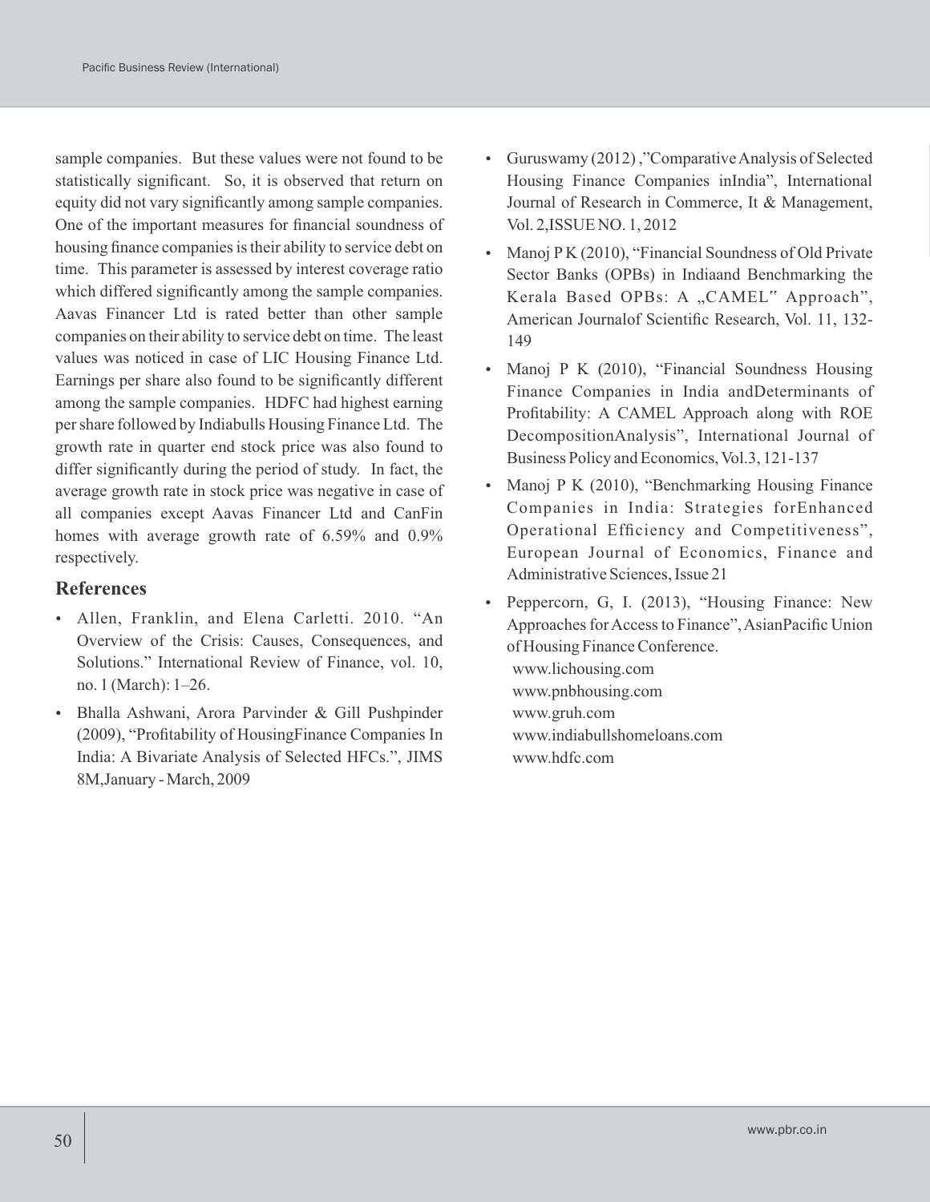sample companies. But these values were not found to be statistically significant. So, it is observed that return on equity did not vary significantly among sample companies. One of the important measures for financial soundness of housing finance companies is their ability to service debt on time. This parameter is assessed by interest coverage ratio which differed significantly among the sample companies. Aavas Financer Ltd is rated better than other sample companies on their ability to service debt on time. The least values was noticed in case of LIC Housing Finance Ltd. Earnings per share also found to be significantly different among the sample companies. HDFC had highest earning per share followed by Indiabulls Housing Finance Ltd. The growth rate in quarter end stock price was also found to differ significantly during the period of study. In fact, the average growth rate in stock price was negative in case of all companies except Aavas Financer Ltd and CanFin homes with average growth rate of 6.59% and 0.9% respectively.

## References

- Allen, Franklin, and Elena Carletti. 2010. "An Overview of the Crisis: Causes, Consequences, and Solutions." International Review of Finance, vol. 10, no. 1 (March): 1–26.
- Bhalla Ashwani, Arora Parvinder & Gill Pushpinder (2009), "Profitability of HousingFinance Companies In India: A Bivariate Analysis of Selected HFCs.", JIMS 8M,January - March, 2009
- Guruswamy (2012) ,"Comparative Analysis of Selected Housing Finance Companies inIndia", International Journal of Research in Commerce, It & Management, Vol. 2,ISSUE NO. 1, 2012
- Manoj P K (2010), "Financial Soundness of Old Private Sector Banks (OPBs) in Indiaand Benchmarking the Kerala Based OPBs: A „CAMEL" Approach", American Journalof Scientific Research, Vol. 11, 132-149
- Manoj P K (2010), "Financial Soundness Housing Finance Companies in India andDeterminants of Profitability: A CAMEL Approach along with ROE DecompositionAnalysis", International Journal of Business Policy and Economics, Vol.3, 121-137
- Manoj P K (2010), "Benchmarking Housing Finance Companies in India: Strategies forEnhanced Operational Efficiency and Competitiveness", European Journal of Economics, Finance and Administrative Sciences, Issue 21
- Peppercorn, G, I. (2013), "Housing Finance: New Approaches for Access to Finance", AsianPacific Union of Housing Finance Conference.

  www.lichousing.com

  www.pnbhousing.com

  www.gruh.com

  www.indiabullshomeloans.com

  www.hdfc.com